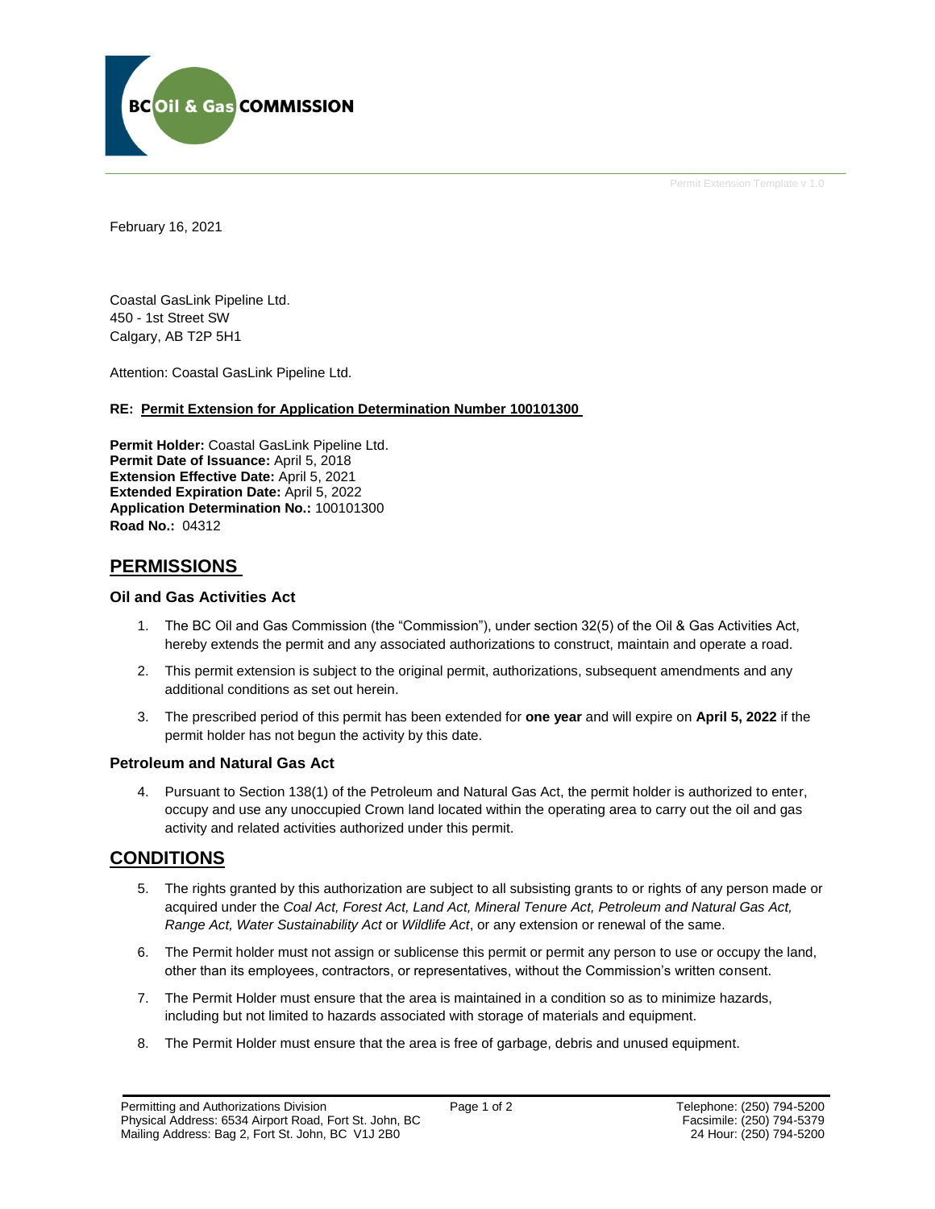BC Oil & Gas COMMISSION

Permit Extension Template v 1.0

February 16, 2021

Coastal GasLink Pipeline Ltd.
450 - 1st Street SW
Calgary, AB T2P 5H1

Attention: Coastal GasLink Pipeline Ltd.

**RE: Permit Extension for Application Determination Number 100101300**

**Permit Holder:** Coastal GasLink Pipeline Ltd.
**Permit Date of Issuance:** April 5, 2018
**Extension Effective Date:** April 5, 2021
**Extended Expiration Date:** April 5, 2022
**Application Determination No.:** 100101300
**Road No.:** 04312

## PERMISSIONS

### Oil and Gas Activities Act

1. The BC Oil and Gas Commission (the "Commission"), under section 32(5) of the Oil & Gas Activities Act, hereby extends the permit and any associated authorizations to construct, maintain and operate a road.
2. This permit extension is subject to the original permit, authorizations, subsequent amendments and any additional conditions as set out herein.
3. The prescribed period of this permit has been extended for **one year** and will expire on **April 5, 2022** if the permit holder has not begun the activity by this date.

### Petroleum and Natural Gas Act

4. Pursuant to Section 138(1) of the Petroleum and Natural Gas Act, the permit holder is authorized to enter, occupy and use any unoccupied Crown land located within the operating area to carry out the oil and gas activity and related activities authorized under this permit.

## CONDITIONS

5. The rights granted by this authorization are subject to all subsisting grants to or rights of any person made or acquired under the *Coal Act, Forest Act, Land Act, Mineral Tenure Act, Petroleum and Natural Gas Act, Range Act, Water Sustainability Act* or *Wildlife Act*, or any extension or renewal of the same.
6. The Permit holder must not assign or sublicense this permit or permit any person to use or occupy the land, other than its employees, contractors, or representatives, without the Commission's written consent.
7. The Permit Holder must ensure that the area is maintained in a condition so as to minimize hazards, including but not limited to hazards associated with storage of materials and equipment.
8. The Permit Holder must ensure that the area is free of garbage, debris and unused equipment.

Permitting and Authorizations Division
Physical Address: 6534 Airport Road, Fort St. John, BC
Mailing Address: Bag 2, Fort St. John, BC V1J 2B0

Telephone: (250) 794-5200
Facsimile: (250) 794-5379
24 Hour: (250) 794-5200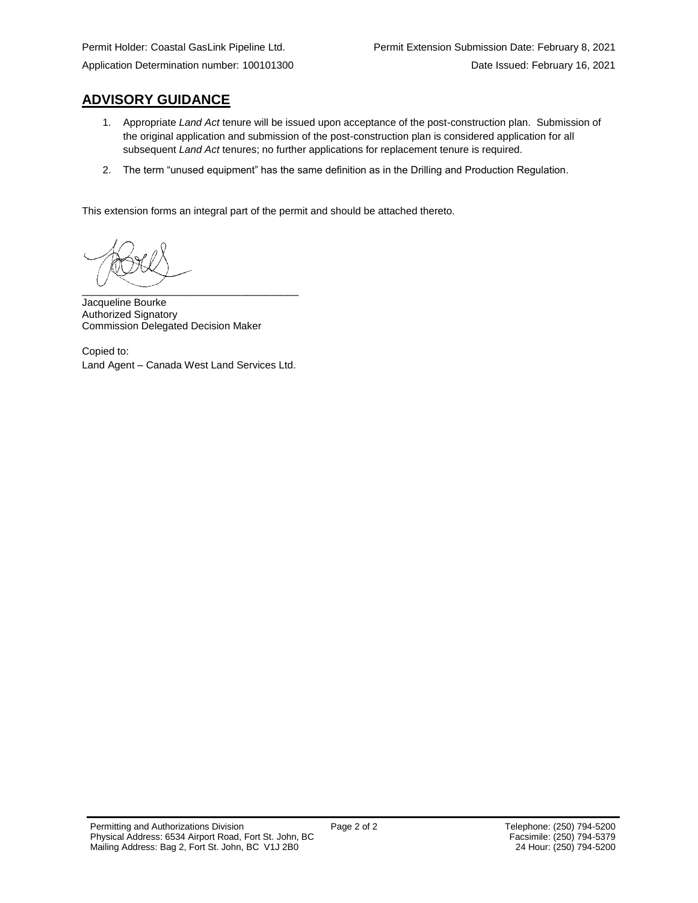Permit Holder: Coastal GasLink Pipeline Ltd.  
Application Determination number: 100101300

Permit Extension Submission Date: February 8, 2021  
Date Issued: February 16, 2021

## ADVISORY GUIDANCE

1. Appropriate *Land Act* tenure will be issued upon acceptance of the post-construction plan. Submission of the original application and submission of the post-construction plan is considered application for all subsequent *Land Act* tenures; no further applications for replacement tenure is required.
2. The term "unused equipment" has the same definition as in the Drilling and Production Regulation.

This extension forms an integral part of the permit and should be attached thereto.

\_\_\_\_\_\_\_\_\_\_\_\_\_\_\_\_\_\_\_\_\_\_\_\_\_\_\_\_\_\_\_\_\_\_\_\_\_\_

Jacqueline Bourke  
Authorized Signatory  
Commission Delegated Decision Maker

Copied to:  
Land Agent – Canada West Land Services Ltd.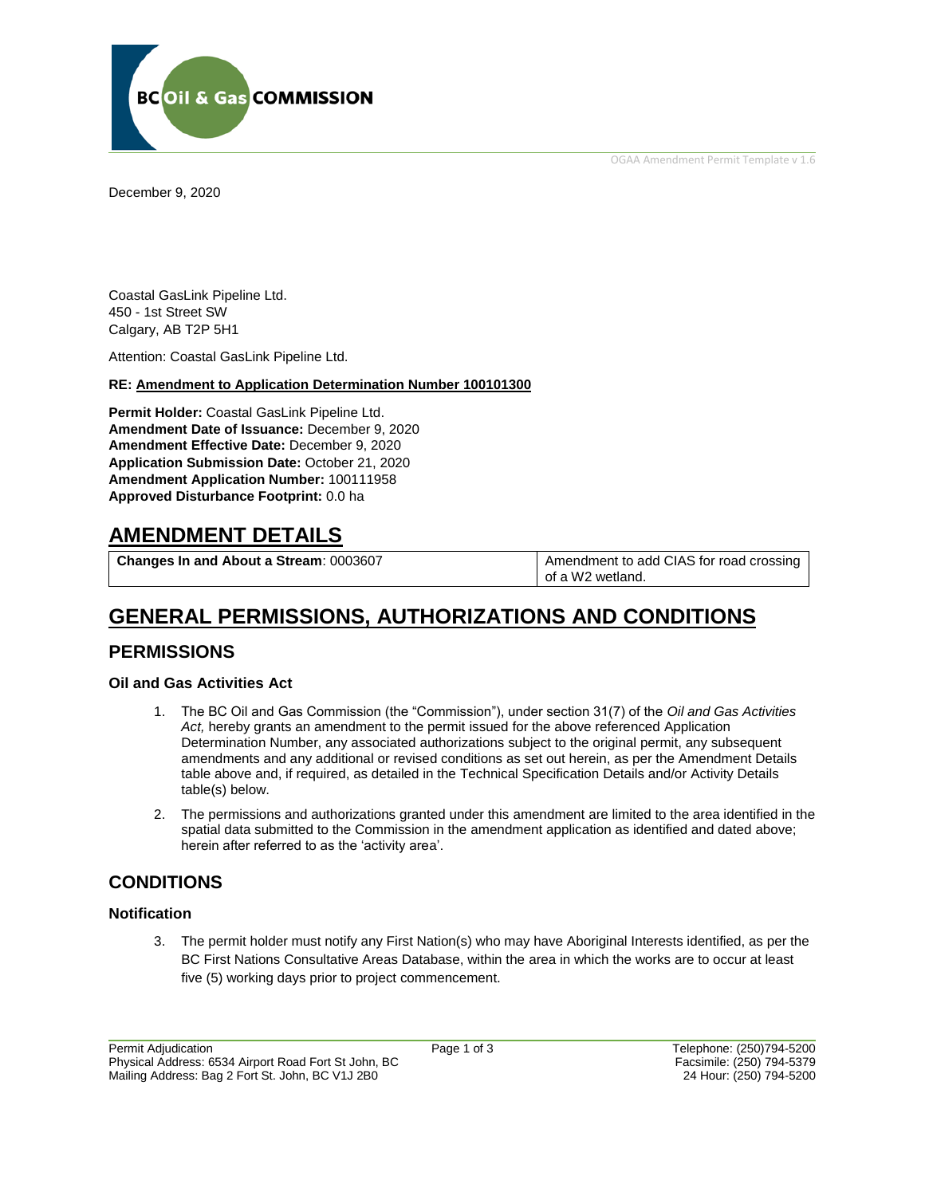December 9, 2020

Coastal GasLink Pipeline Ltd.
450 - 1st Street SW
Calgary, AB T2P 5H1

Attention: Coastal GasLink Pipeline Ltd.

**RE: Amendment to Application Determination Number 100101300**

**Permit Holder:** Coastal GasLink Pipeline Ltd.
**Amendment Date of Issuance:** December 9, 2020
**Amendment Effective Date:** December 9, 2020
**Application Submission Date:** October 21, 2020
**Amendment Application Number:** 100111958
**Approved Disturbance Footprint:** 0.0 ha

# AMENDMENT DETAILS

| **Changes In and About a Stream**: 0003607 | Amendment to add CIAS for road crossing of a W2 wetland. |
|---|---|

# GENERAL PERMISSIONS, AUTHORIZATIONS AND CONDITIONS

## PERMISSIONS

### Oil and Gas Activities Act

1. The BC Oil and Gas Commission (the "Commission"), under section 31(7) of the *Oil and Gas Activities Act,* hereby grants an amendment to the permit issued for the above referenced Application Determination Number, any associated authorizations subject to the original permit, any subsequent amendments and any additional or revised conditions as set out herein, as per the Amendment Details table above and, if required, as detailed in the Technical Specification Details and/or Activity Details table(s) below.
2. The permissions and authorizations granted under this amendment are limited to the area identified in the spatial data submitted to the Commission in the amendment application as identified and dated above; herein after referred to as the 'activity area'.

## CONDITIONS

### Notification

3. The permit holder must notify any First Nation(s) who may have Aboriginal Interests identified, as per the BC First Nations Consultative Areas Database, within the area in which the works are to occur at least five (5) working days prior to project commencement.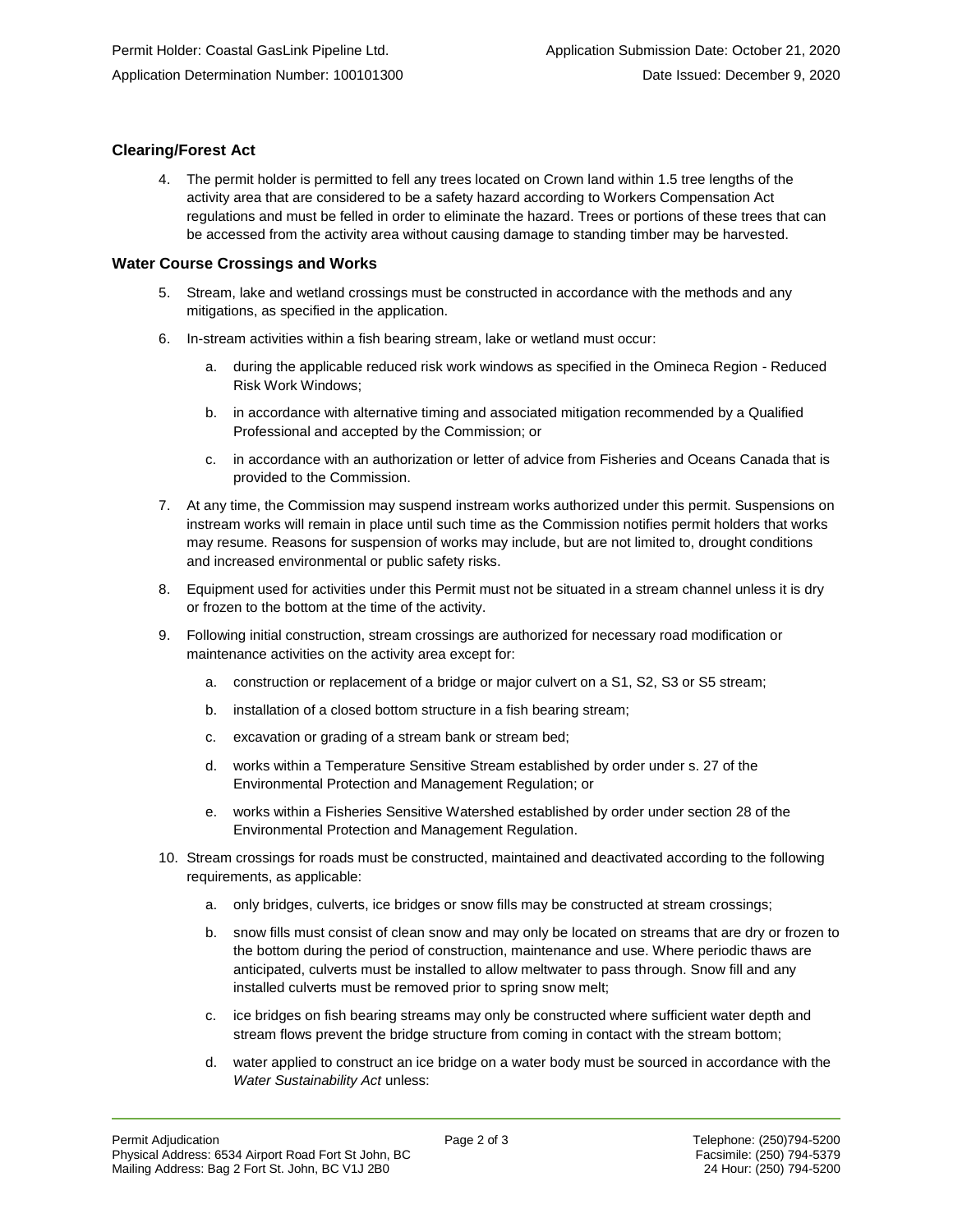### Clearing/Forest Act

4. The permit holder is permitted to fell any trees located on Crown land within 1.5 tree lengths of the activity area that are considered to be a safety hazard according to Workers Compensation Act regulations and must be felled in order to eliminate the hazard. Trees or portions of these trees that can be accessed from the activity area without causing damage to standing timber may be harvested.

### Water Course Crossings and Works

5. Stream, lake and wetland crossings must be constructed in accordance with the methods and any mitigations, as specified in the application.
6. In-stream activities within a fish bearing stream, lake or wetland must occur:
   a. during the applicable reduced risk work windows as specified in the Omineca Region - Reduced Risk Work Windows;
   b. in accordance with alternative timing and associated mitigation recommended by a Qualified Professional and accepted by the Commission; or
   c. in accordance with an authorization or letter of advice from Fisheries and Oceans Canada that is provided to the Commission.
7. At any time, the Commission may suspend instream works authorized under this permit. Suspensions on instream works will remain in place until such time as the Commission notifies permit holders that works may resume. Reasons for suspension of works may include, but are not limited to, drought conditions and increased environmental or public safety risks.
8. Equipment used for activities under this Permit must not be situated in a stream channel unless it is dry or frozen to the bottom at the time of the activity.
9. Following initial construction, stream crossings are authorized for necessary road modification or maintenance activities on the activity area except for:
   a. construction or replacement of a bridge or major culvert on a S1, S2, S3 or S5 stream;
   b. installation of a closed bottom structure in a fish bearing stream;
   c. excavation or grading of a stream bank or stream bed;
   d. works within a Temperature Sensitive Stream established by order under s. 27 of the Environmental Protection and Management Regulation; or
   e. works within a Fisheries Sensitive Watershed established by order under section 28 of the Environmental Protection and Management Regulation.
10. Stream crossings for roads must be constructed, maintained and deactivated according to the following requirements, as applicable:
    a. only bridges, culverts, ice bridges or snow fills may be constructed at stream crossings;
    b. snow fills must consist of clean snow and may only be located on streams that are dry or frozen to the bottom during the period of construction, maintenance and use. Where periodic thaws are anticipated, culverts must be installed to allow meltwater to pass through. Snow fill and any installed culverts must be removed prior to spring snow melt;
    c. ice bridges on fish bearing streams may only be constructed where sufficient water depth and stream flows prevent the bridge structure from coming in contact with the stream bottom;
    d. water applied to construct an ice bridge on a water body must be sourced in accordance with the *Water Sustainability Act* unless: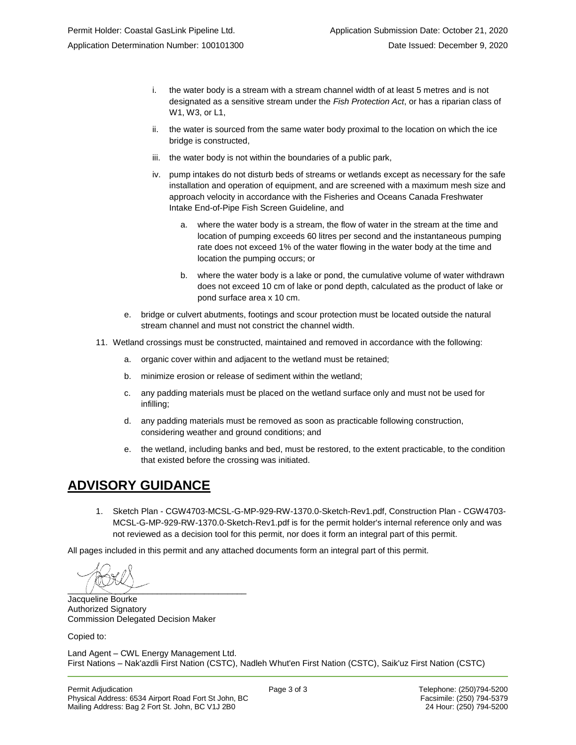i. the water body is a stream with a stream channel width of at least 5 metres and is not designated as a sensitive stream under the *Fish Protection Act*, or has a riparian class of W1, W3, or L1,

ii. the water is sourced from the same water body proximal to the location on which the ice bridge is constructed,

iii. the water body is not within the boundaries of a public park,

iv. pump intakes do not disturb beds of streams or wetlands except as necessary for the safe installation and operation of equipment, and are screened with a maximum mesh size and approach velocity in accordance with the Fisheries and Oceans Canada Freshwater Intake End-of-Pipe Fish Screen Guideline, and

   a. where the water body is a stream, the flow of water in the stream at the time and location of pumping exceeds 60 litres per second and the instantaneous pumping rate does not exceed 1% of the water flowing in the water body at the time and location the pumping occurs; or

   b. where the water body is a lake or pond, the cumulative volume of water withdrawn does not exceed 10 cm of lake or pond depth, calculated as the product of lake or pond surface area x 10 cm.

e. bridge or culvert abutments, footings and scour protection must be located outside the natural stream channel and must not constrict the channel width.

11. Wetland crossings must be constructed, maintained and removed in accordance with the following:

    a. organic cover within and adjacent to the wetland must be retained;

    b. minimize erosion or release of sediment within the wetland;

    c. any padding materials must be placed on the wetland surface only and must not be used for infilling;

    d. any padding materials must be removed as soon as practicable following construction, considering weather and ground conditions; and

    e. the wetland, including banks and bed, must be restored, to the extent practicable, to the condition that existed before the crossing was initiated.

## ADVISORY GUIDANCE

1. Sketch Plan - CGW4703-MCSL-G-MP-929-RW-1370.0-Sketch-Rev1.pdf, Construction Plan - CGW4703-MCSL-G-MP-929-RW-1370.0-Sketch-Rev1.pdf is for the permit holder's internal reference only and was not reviewed as a decision tool for this permit, nor does it form an integral part of this permit.

All pages included in this permit and any attached documents form an integral part of this permit.

Jacqueline Bourke
Authorized Signatory
Commission Delegated Decision Maker

Copied to:

Land Agent – CWL Energy Management Ltd.
First Nations – Nak'azdli First Nation (CSTC), Nadleh Whut'en First Nation (CSTC), Saik'uz First Nation (CSTC)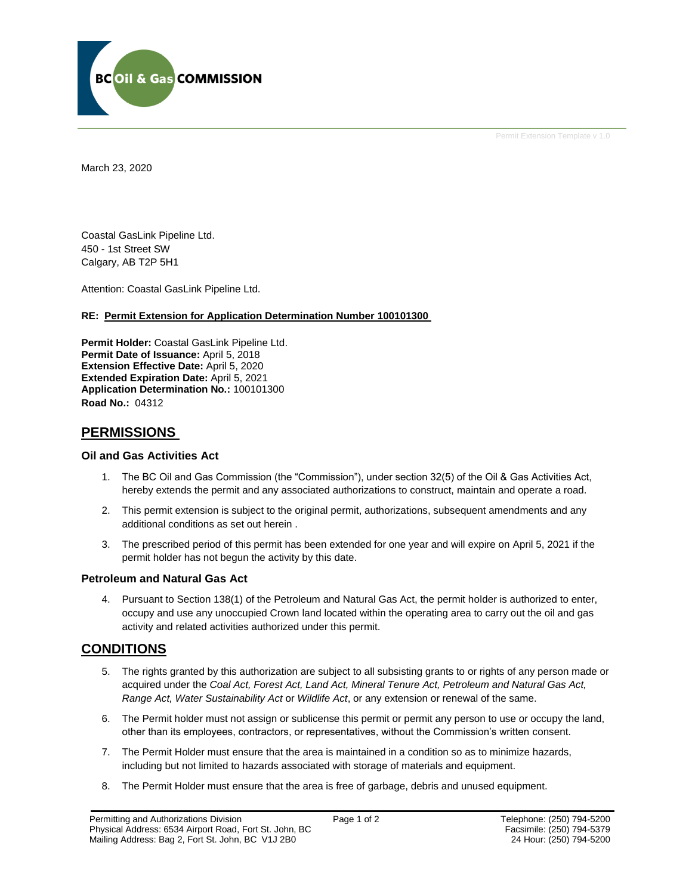March 23, 2020

Coastal GasLink Pipeline Ltd.
450 - 1st Street SW
Calgary, AB T2P 5H1

Attention: Coastal GasLink Pipeline Ltd.

**RE: Permit Extension for Application Determination Number 100101300**

**Permit Holder:** Coastal GasLink Pipeline Ltd.
**Permit Date of Issuance:** April 5, 2018
**Extension Effective Date:** April 5, 2020
**Extended Expiration Date:** April 5, 2021
**Application Determination No.:** 100101300
**Road No.:** 04312

## PERMISSIONS

### Oil and Gas Activities Act

1. The BC Oil and Gas Commission (the "Commission"), under section 32(5) of the Oil & Gas Activities Act, hereby extends the permit and any associated authorizations to construct, maintain and operate a road.
2. This permit extension is subject to the original permit, authorizations, subsequent amendments and any additional conditions as set out herein .
3. The prescribed period of this permit has been extended for one year and will expire on April 5, 2021 if the permit holder has not begun the activity by this date.

### Petroleum and Natural Gas Act

4. Pursuant to Section 138(1) of the Petroleum and Natural Gas Act, the permit holder is authorized to enter, occupy and use any unoccupied Crown land located within the operating area to carry out the oil and gas activity and related activities authorized under this permit.

## CONDITIONS

5. The rights granted by this authorization are subject to all subsisting grants to or rights of any person made or acquired under the *Coal Act, Forest Act, Land Act, Mineral Tenure Act, Petroleum and Natural Gas Act, Range Act, Water Sustainability Act* or *Wildlife Act*, or any extension or renewal of the same.
6. The Permit holder must not assign or sublicense this permit or permit any person to use or occupy the land, other than its employees, contractors, or representatives, without the Commission's written consent.
7. The Permit Holder must ensure that the area is maintained in a condition so as to minimize hazards, including but not limited to hazards associated with storage of materials and equipment.
8. The Permit Holder must ensure that the area is free of garbage, debris and unused equipment.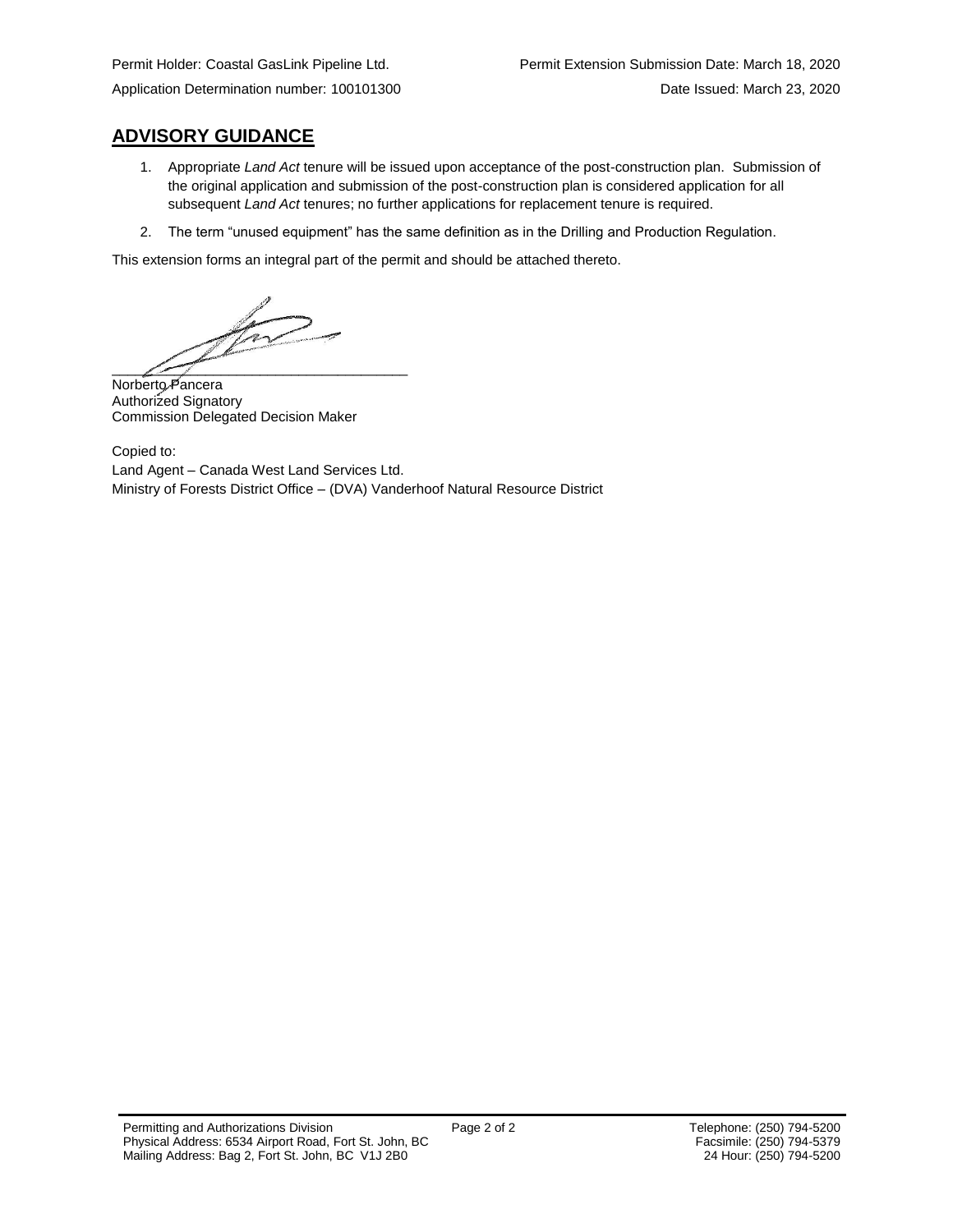Permit Holder: Coastal GasLink Pipeline Ltd.
Application Determination number: 100101300

Permit Extension Submission Date: March 18, 2020
Date Issued: March 23, 2020

## ADVISORY GUIDANCE

1. Appropriate *Land Act* tenure will be issued upon acceptance of the post-construction plan. Submission of the original application and submission of the post-construction plan is considered application for all subsequent *Land Act* tenures; no further applications for replacement tenure is required.
2. The term "unused equipment" has the same definition as in the Drilling and Production Regulation.

This extension forms an integral part of the permit and should be attached thereto.

Norberto Pancera
Authorized Signatory
Commission Delegated Decision Maker

Copied to:
Land Agent – Canada West Land Services Ltd.
Ministry of Forests District Office – (DVA) Vanderhoof Natural Resource District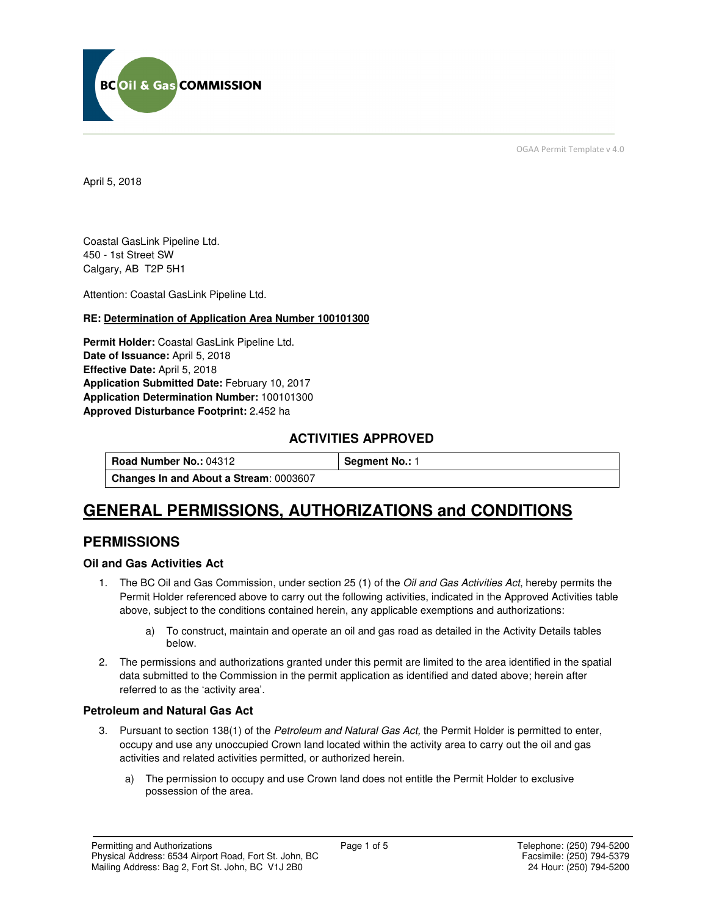OGAA Permit Template v 4.0

April 5, 2018

Coastal GasLink Pipeline Ltd.
450 - 1st Street SW
Calgary, AB  T2P 5H1

Attention: Coastal GasLink Pipeline Ltd.

**RE: Determination of Application Area Number 100101300**

**Permit Holder:** Coastal GasLink Pipeline Ltd.
**Date of Issuance:** April 5, 2018
**Effective Date:** April 5, 2018
**Application Submitted Date:** February 10, 2017
**Application Determination Number:** 100101300
**Approved Disturbance Footprint:** 2.452 ha

## ACTIVITIES APPROVED

| **Road Number No.:** 04312 | **Segment No.:** 1 |
|---|---|
| **Changes In and About a Stream**: 0003607 | |

# GENERAL PERMISSIONS, AUTHORIZATIONS and CONDITIONS

## PERMISSIONS

### Oil and Gas Activities Act

1. The BC Oil and Gas Commission, under section 25 (1) of the *Oil and Gas Activities Act*, hereby permits the Permit Holder referenced above to carry out the following activities, indicated in the Approved Activities table above, subject to the conditions contained herein, any applicable exemptions and authorizations:
   a) To construct, maintain and operate an oil and gas road as detailed in the Activity Details tables below.
2. The permissions and authorizations granted under this permit are limited to the area identified in the spatial data submitted to the Commission in the permit application as identified and dated above; herein after referred to as the 'activity area'.

### Petroleum and Natural Gas Act

3. Pursuant to section 138(1) of the *Petroleum and Natural Gas Act,* the Permit Holder is permitted to enter, occupy and use any unoccupied Crown land located within the activity area to carry out the oil and gas activities and related activities permitted, or authorized herein.
   a) The permission to occupy and use Crown land does not entitle the Permit Holder to exclusive possession of the area.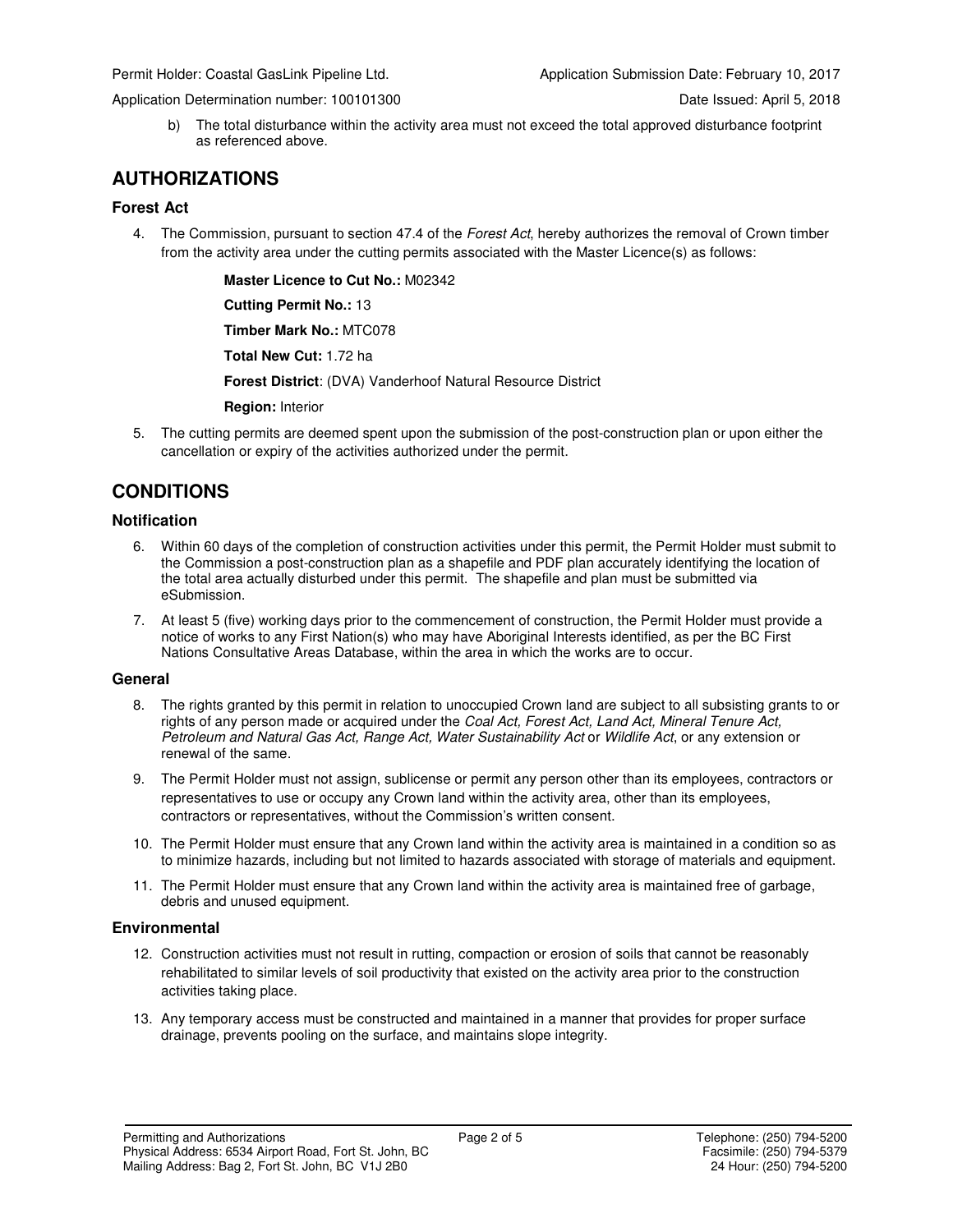b) The total disturbance within the activity area must not exceed the total approved disturbance footprint as referenced above.

## AUTHORIZATIONS

### Forest Act

4. The Commission, pursuant to section 47.4 of the *Forest Act*, hereby authorizes the removal of Crown timber from the activity area under the cutting permits associated with the Master Licence(s) as follows:

   **Master Licence to Cut No.:** M02342

   **Cutting Permit No.:** 13

   **Timber Mark No.:** MTC078

   **Total New Cut:** 1.72 ha

   **Forest District**: (DVA) Vanderhoof Natural Resource District

   **Region:** Interior

5. The cutting permits are deemed spent upon the submission of the post-construction plan or upon either the cancellation or expiry of the activities authorized under the permit.

## CONDITIONS

### Notification

6. Within 60 days of the completion of construction activities under this permit, the Permit Holder must submit to the Commission a post-construction plan as a shapefile and PDF plan accurately identifying the location of the total area actually disturbed under this permit. The shapefile and plan must be submitted via eSubmission.

7. At least 5 (five) working days prior to the commencement of construction, the Permit Holder must provide a notice of works to any First Nation(s) who may have Aboriginal Interests identified, as per the BC First Nations Consultative Areas Database, within the area in which the works are to occur.

### General

8. The rights granted by this permit in relation to unoccupied Crown land are subject to all subsisting grants to or rights of any person made or acquired under the *Coal Act, Forest Act, Land Act, Mineral Tenure Act, Petroleum and Natural Gas Act, Range Act, Water Sustainability Act* or *Wildlife Act*, or any extension or renewal of the same.

9. The Permit Holder must not assign, sublicense or permit any person other than its employees, contractors or representatives to use or occupy any Crown land within the activity area, other than its employees, contractors or representatives, without the Commission's written consent.

10. The Permit Holder must ensure that any Crown land within the activity area is maintained in a condition so as to minimize hazards, including but not limited to hazards associated with storage of materials and equipment.

11. The Permit Holder must ensure that any Crown land within the activity area is maintained free of garbage, debris and unused equipment.

### Environmental

12. Construction activities must not result in rutting, compaction or erosion of soils that cannot be reasonably rehabilitated to similar levels of soil productivity that existed on the activity area prior to the construction activities taking place.

13. Any temporary access must be constructed and maintained in a manner that provides for proper surface drainage, prevents pooling on the surface, and maintains slope integrity.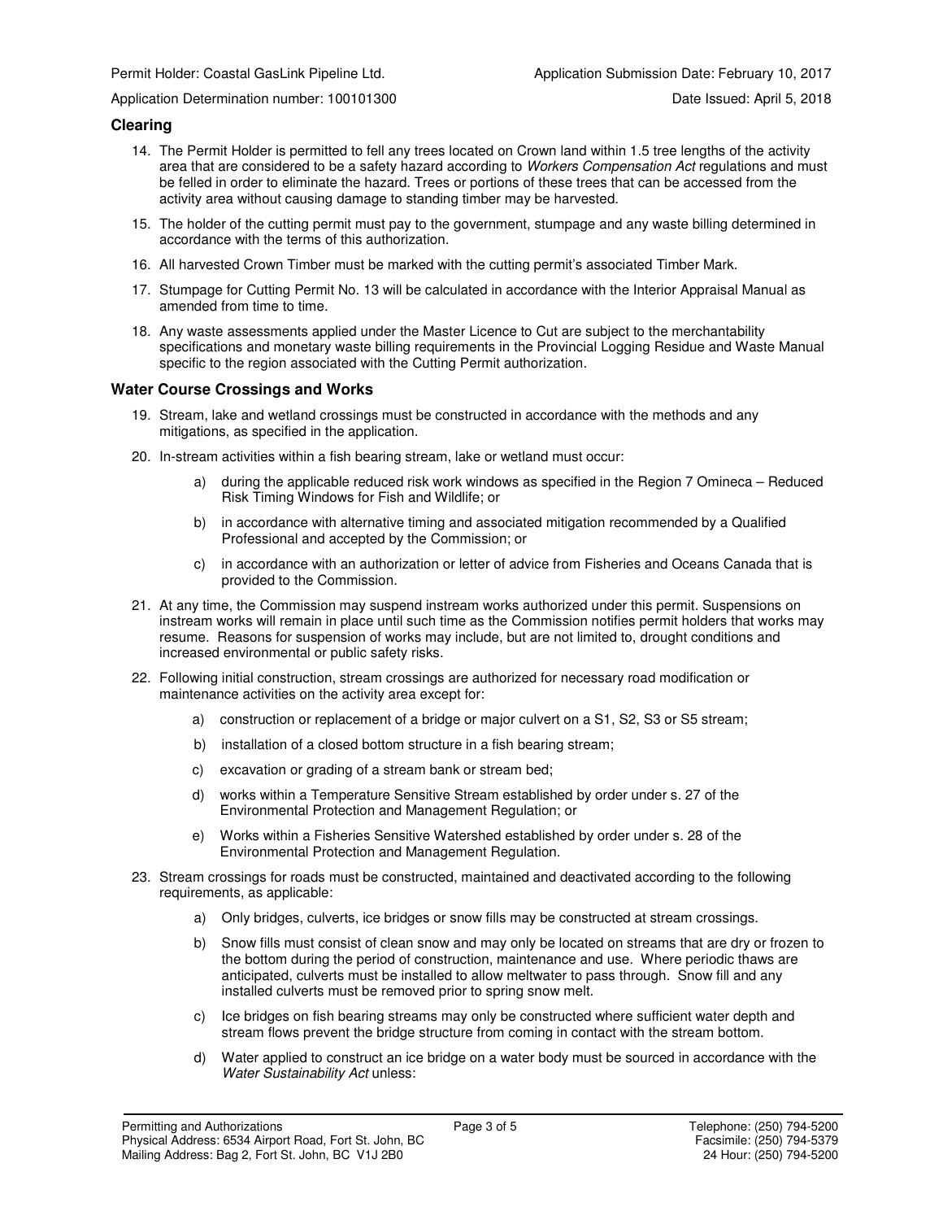## Clearing

14. The Permit Holder is permitted to fell any trees located on Crown land within 1.5 tree lengths of the activity area that are considered to be a safety hazard according to *Workers Compensation Act* regulations and must be felled in order to eliminate the hazard. Trees or portions of these trees that can be accessed from the activity area without causing damage to standing timber may be harvested.

15. The holder of the cutting permit must pay to the government, stumpage and any waste billing determined in accordance with the terms of this authorization.

16. All harvested Crown Timber must be marked with the cutting permit's associated Timber Mark.

17. Stumpage for Cutting Permit No. 13 will be calculated in accordance with the Interior Appraisal Manual as amended from time to time.

18. Any waste assessments applied under the Master Licence to Cut are subject to the merchantability specifications and monetary waste billing requirements in the Provincial Logging Residue and Waste Manual specific to the region associated with the Cutting Permit authorization.

## Water Course Crossings and Works

19. Stream, lake and wetland crossings must be constructed in accordance with the methods and any mitigations, as specified in the application.

20. In-stream activities within a fish bearing stream, lake or wetland must occur:

    a) during the applicable reduced risk work windows as specified in the Region 7 Omineca – Reduced Risk Timing Windows for Fish and Wildlife; or

    b) in accordance with alternative timing and associated mitigation recommended by a Qualified Professional and accepted by the Commission; or

    c) in accordance with an authorization or letter of advice from Fisheries and Oceans Canada that is provided to the Commission.

21. At any time, the Commission may suspend instream works authorized under this permit. Suspensions on instream works will remain in place until such time as the Commission notifies permit holders that works may resume. Reasons for suspension of works may include, but are not limited to, drought conditions and increased environmental or public safety risks.

22. Following initial construction, stream crossings are authorized for necessary road modification or maintenance activities on the activity area except for:

    a) construction or replacement of a bridge or major culvert on a S1, S2, S3 or S5 stream;

    b) installation of a closed bottom structure in a fish bearing stream;

    c) excavation or grading of a stream bank or stream bed;

    d) works within a Temperature Sensitive Stream established by order under s. 27 of the Environmental Protection and Management Regulation; or

    e) Works within a Fisheries Sensitive Watershed established by order under s. 28 of the Environmental Protection and Management Regulation.

23. Stream crossings for roads must be constructed, maintained and deactivated according to the following requirements, as applicable:

    a) Only bridges, culverts, ice bridges or snow fills may be constructed at stream crossings.

    b) Snow fills must consist of clean snow and may only be located on streams that are dry or frozen to the bottom during the period of construction, maintenance and use. Where periodic thaws are anticipated, culverts must be installed to allow meltwater to pass through. Snow fill and any installed culverts must be removed prior to spring snow melt.

    c) Ice bridges on fish bearing streams may only be constructed where sufficient water depth and stream flows prevent the bridge structure from coming in contact with the stream bottom.

    d) Water applied to construct an ice bridge on a water body must be sourced in accordance with the *Water Sustainability Act* unless: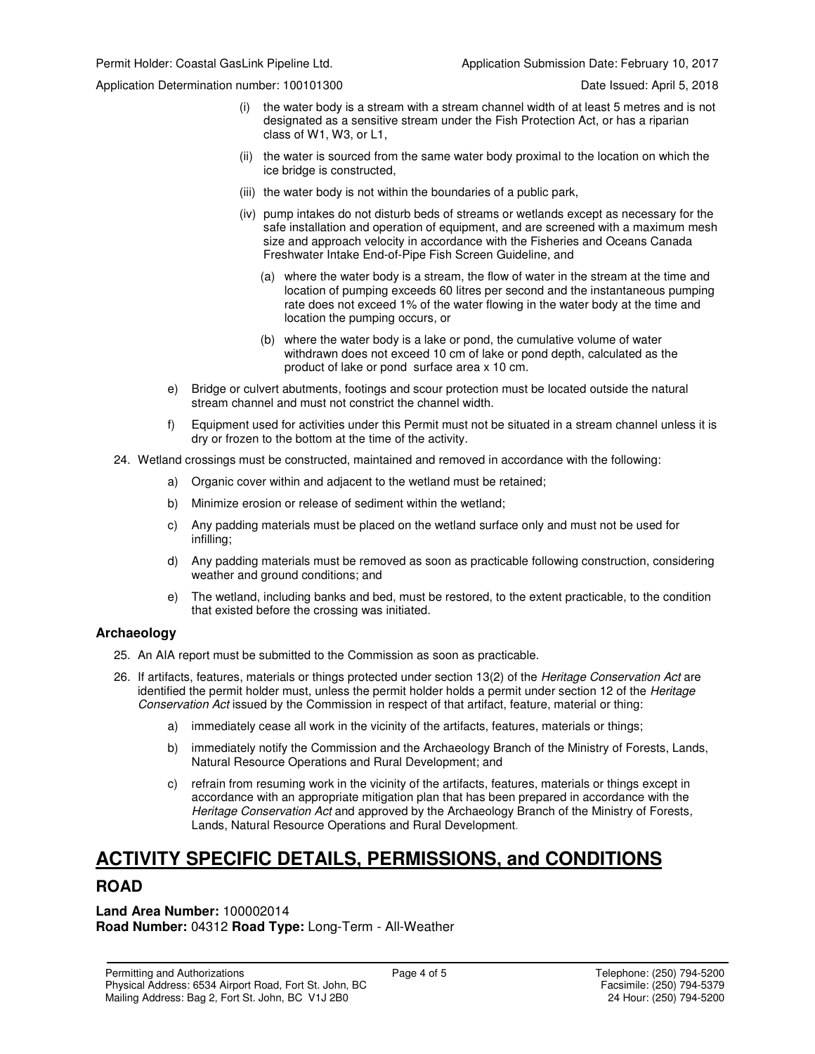(i) the water body is a stream with a stream channel width of at least 5 metres and is not designated as a sensitive stream under the Fish Protection Act, or has a riparian class of W1, W3, or L1,

(ii) the water is sourced from the same water body proximal to the location on which the ice bridge is constructed,

(iii) the water body is not within the boundaries of a public park,

(iv) pump intakes do not disturb beds of streams or wetlands except as necessary for the safe installation and operation of equipment, and are screened with a maximum mesh size and approach velocity in accordance with the Fisheries and Oceans Canada Freshwater Intake End-of-Pipe Fish Screen Guideline, and

(a) where the water body is a stream, the flow of water in the stream at the time and location of pumping exceeds 60 litres per second and the instantaneous pumping rate does not exceed 1% of the water flowing in the water body at the time and location the pumping occurs, or

(b) where the water body is a lake or pond, the cumulative volume of water withdrawn does not exceed 10 cm of lake or pond depth, calculated as the product of lake or pond surface area x 10 cm.

e) Bridge or culvert abutments, footings and scour protection must be located outside the natural stream channel and must not constrict the channel width.

f) Equipment used for activities under this Permit must not be situated in a stream channel unless it is dry or frozen to the bottom at the time of the activity.

24. Wetland crossings must be constructed, maintained and removed in accordance with the following:

   a) Organic cover within and adjacent to the wetland must be retained;

   b) Minimize erosion or release of sediment within the wetland;

   c) Any padding materials must be placed on the wetland surface only and must not be used for infilling;

   d) Any padding materials must be removed as soon as practicable following construction, considering weather and ground conditions; and

   e) The wetland, including banks and bed, must be restored, to the extent practicable, to the condition that existed before the crossing was initiated.

### Archaeology

25. An AIA report must be submitted to the Commission as soon as practicable.

26. If artifacts, features, materials or things protected under section 13(2) of the *Heritage Conservation Act* are identified the permit holder must, unless the permit holder holds a permit under section 12 of the *Heritage Conservation Act* issued by the Commission in respect of that artifact, feature, material or thing:

   a) immediately cease all work in the vicinity of the artifacts, features, materials or things;

   b) immediately notify the Commission and the Archaeology Branch of the Ministry of Forests, Lands, Natural Resource Operations and Rural Development; and

   c) refrain from resuming work in the vicinity of the artifacts, features, materials or things except in accordance with an appropriate mitigation plan that has been prepared in accordance with the *Heritage Conservation Act* and approved by the Archaeology Branch of the Ministry of Forests, Lands, Natural Resource Operations and Rural Development.

# ACTIVITY SPECIFIC DETAILS, PERMISSIONS, and CONDITIONS

## ROAD

**Land Area Number:** 100002014
**Road Number:** 04312 **Road Type:** Long-Term - All-Weather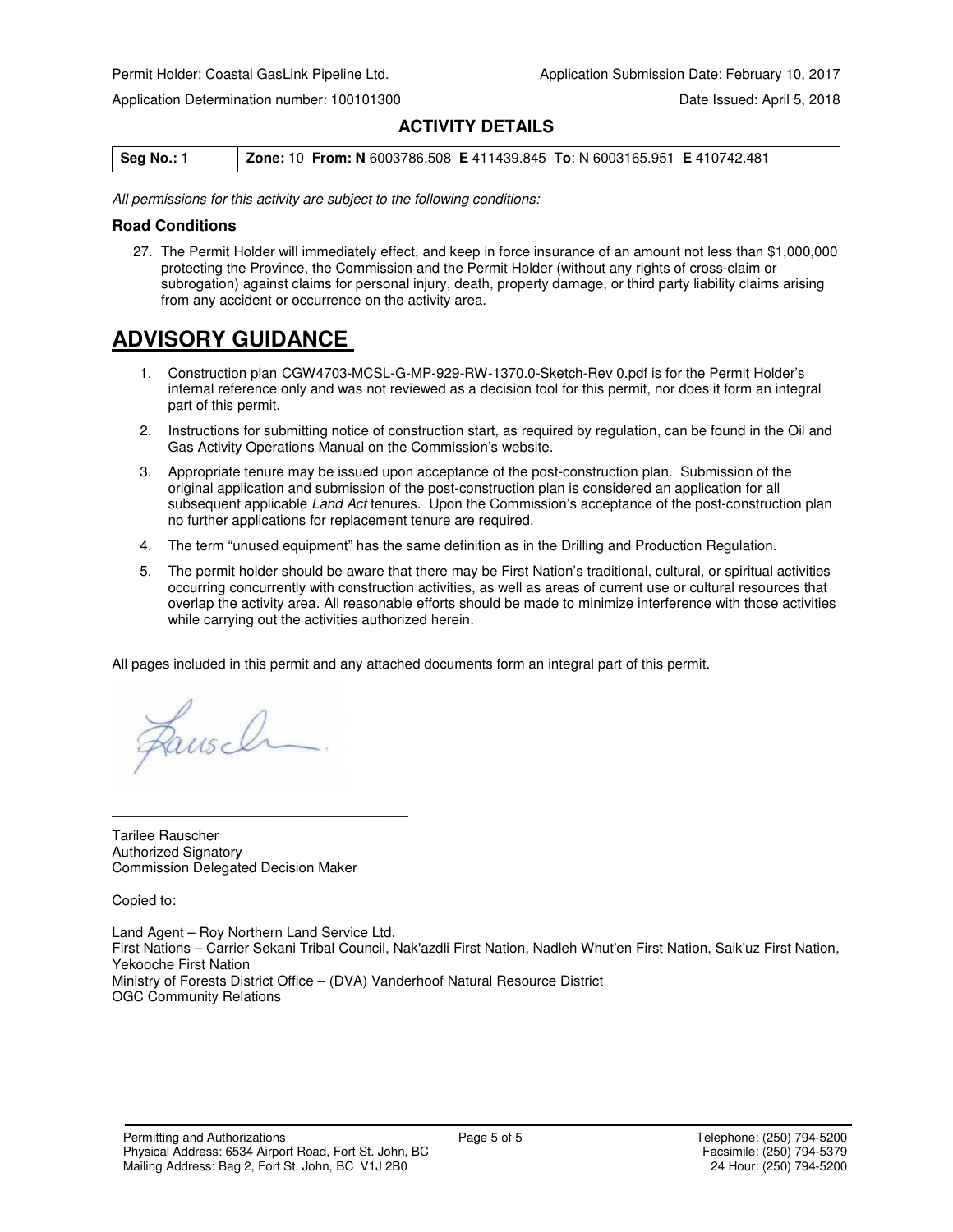Permit Holder: Coastal GasLink Pipeline Ltd.  Application Submission Date: February 10, 2017

Application Determination number: 100101300  Date Issued: April 5, 2018

## ACTIVITY DETAILS

| | |
|---|---|
| **Seg No.:** 1 | **Zone:** 10 **From: N** 6003786.508 **E** 411439.845 **To**: N 6003165.951 **E** 410742.481 |

*All permissions for this activity are subject to the following conditions:*

### Road Conditions

27. The Permit Holder will immediately effect, and keep in force insurance of an amount not less than $1,000,000 protecting the Province, the Commission and the Permit Holder (without any rights of cross-claim or subrogation) against claims for personal injury, death, property damage, or third party liability claims arising from any accident or occurrence on the activity area.

# ADVISORY GUIDANCE

1. Construction plan CGW4703-MCSL-G-MP-929-RW-1370.0-Sketch-Rev 0.pdf is for the Permit Holder's internal reference only and was not reviewed as a decision tool for this permit, nor does it form an integral part of this permit.
2. Instructions for submitting notice of construction start, as required by regulation, can be found in the Oil and Gas Activity Operations Manual on the Commission's website.
3. Appropriate tenure may be issued upon acceptance of the post-construction plan. Submission of the original application and submission of the post-construction plan is considered an application for all subsequent applicable *Land Act* tenures. Upon the Commission's acceptance of the post-construction plan no further applications for replacement tenure are required.
4. The term "unused equipment" has the same definition as in the Drilling and Production Regulation.
5. The permit holder should be aware that there may be First Nation's traditional, cultural, or spiritual activities occurring concurrently with construction activities, as well as areas of current use or cultural resources that overlap the activity area. All reasonable efforts should be made to minimize interference with those activities while carrying out the activities authorized herein.

All pages included in this permit and any attached documents form an integral part of this permit.

\_\_\_\_\_\_\_\_\_\_\_\_\_\_\_\_\_\_\_\_\_\_\_\_\_\_\_\_\_\_\_\_\_\_\_\_\_\_

Tarilee Rauscher  
Authorized Signatory  
Commission Delegated Decision Maker

Copied to:

Land Agent – Roy Northern Land Service Ltd.  
First Nations – Carrier Sekani Tribal Council, Nak'azdli First Nation, Nadleh Whut'en First Nation, Saik'uz First Nation, Yekooche First Nation  
Ministry of Forests District Office – (DVA) Vanderhoof Natural Resource District  
OGC Community Relations

Permitting and Authorizations  
Physical Address: 6534 Airport Road, Fort St. John, BC  
Mailing Address: Bag 2, Fort St. John, BC V1J 2B0

Telephone: (250) 794-5200  
Facsimile: (250) 794-5379  
24 Hour: (250) 794-5200